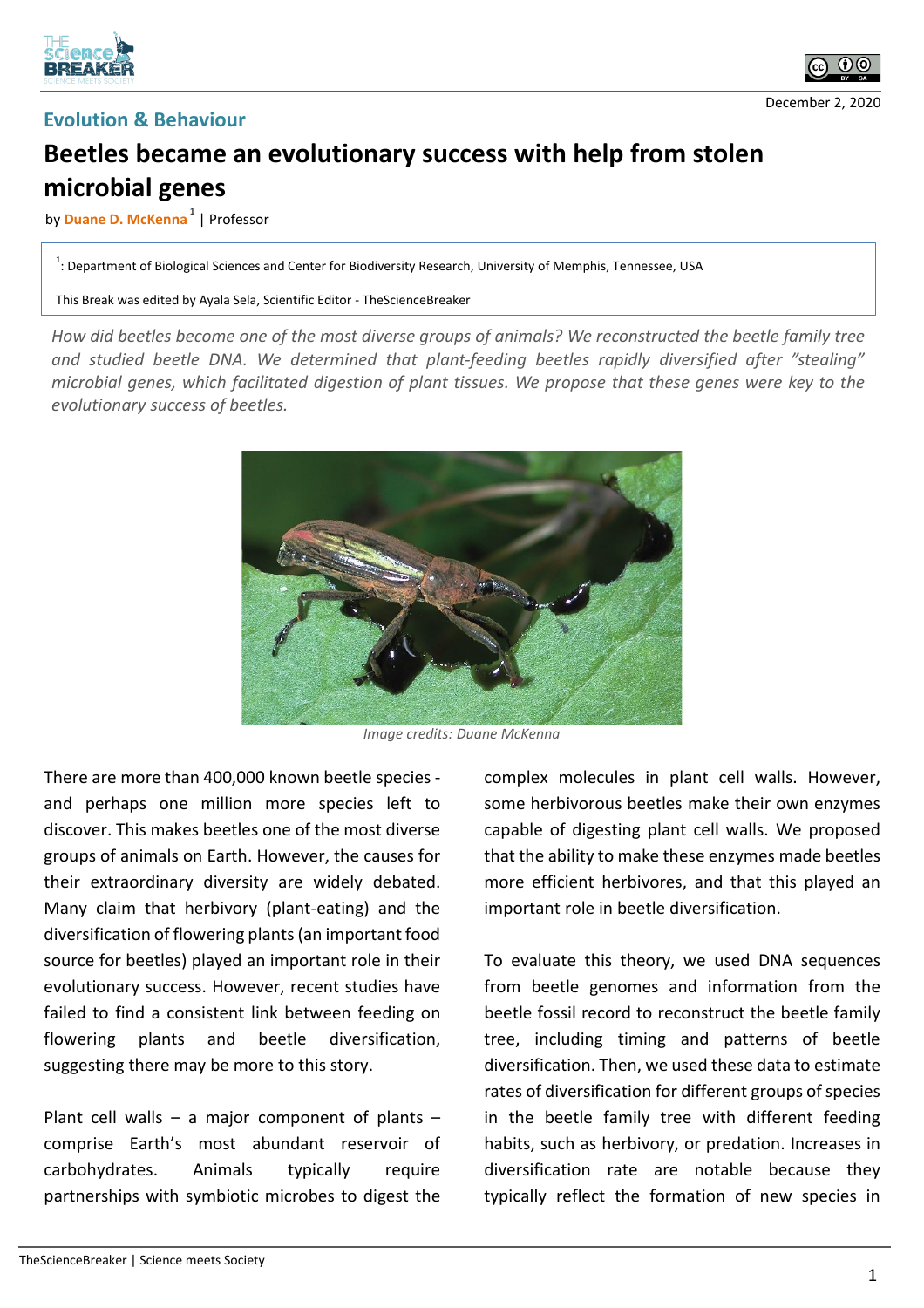## Evolution & Behaviour

December 2, 2020

# Beetles became an evolutionary success with help from stolen microbial genes

by **Duane D. McKenna**[1] | Professor

[1]: Department of Biological Sciences and Center for Biodiversity Research, University of Memphis, Tennessee, USA

This Break was edited by Ayala Sela, Scientific Editor - TheScienceBreaker

*How did beetles become one of the most diverse groups of animals? We reconstructed the beetle family tree and studied beetle DNA. We determined that plant-feeding beetles rapidly diversified after "stealing" microbial genes, which facilitated digestion of plant tissues. We propose that these genes were key to the evolutionary success of beetles.*

*Image credits: Duane McKenna*

There are more than 400,000 known beetle species - and perhaps one million more species left to discover. This makes beetles one of the most diverse groups of animals on Earth. However, the causes for their extraordinary diversity are widely debated. Many claim that herbivory (plant-eating) and the diversification of flowering plants (an important food source for beetles) played an important role in their evolutionary success. However, recent studies have failed to find a consistent link between feeding on flowering plants and beetle diversification, suggesting there may be more to this story.

Plant cell walls – a major component of plants – comprise Earth's most abundant reservoir of carbohydrates. Animals typically require partnerships with symbiotic microbes to digest the complex molecules in plant cell walls. However, some herbivorous beetles make their own enzymes capable of digesting plant cell walls. We proposed that the ability to make these enzymes made beetles more efficient herbivores, and that this played an important role in beetle diversification.

To evaluate this theory, we used DNA sequences from beetle genomes and information from the beetle fossil record to reconstruct the beetle family tree, including timing and patterns of beetle diversification. Then, we used these data to estimate rates of diversification for different groups of species in the beetle family tree with different feeding habits, such as herbivory, or predation. Increases in diversification rate are notable because they typically reflect the formation of new species in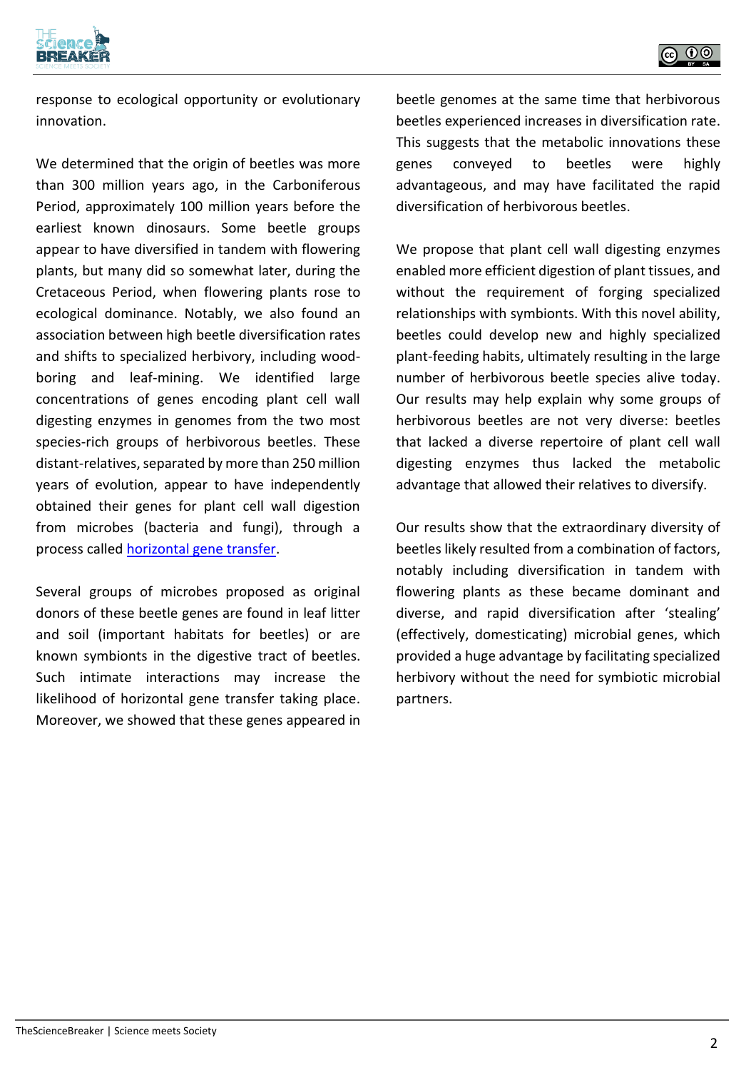response to ecological opportunity or evolutionary innovation.

We determined that the origin of beetles was more than 300 million years ago, in the Carboniferous Period, approximately 100 million years before the earliest known dinosaurs. Some beetle groups appear to have diversified in tandem with flowering plants, but many did so somewhat later, during the Cretaceous Period, when flowering plants rose to ecological dominance. Notably, we also found an association between high beetle diversification rates and shifts to specialized herbivory, including wood-boring and leaf-mining. We identified large concentrations of genes encoding plant cell wall digesting enzymes in genomes from the two most species-rich groups of herbivorous beetles. These distant-relatives, separated by more than 250 million years of evolution, appear to have independently obtained their genes for plant cell wall digestion from microbes (bacteria and fungi), through a process called horizontal gene transfer.

Several groups of microbes proposed as original donors of these beetle genes are found in leaf litter and soil (important habitats for beetles) or are known symbionts in the digestive tract of beetles. Such intimate interactions may increase the likelihood of horizontal gene transfer taking place. Moreover, we showed that these genes appeared in beetle genomes at the same time that herbivorous beetles experienced increases in diversification rate. This suggests that the metabolic innovations these genes conveyed to beetles were highly advantageous, and may have facilitated the rapid diversification of herbivorous beetles.

We propose that plant cell wall digesting enzymes enabled more efficient digestion of plant tissues, and without the requirement of forging specialized relationships with symbionts. With this novel ability, beetles could develop new and highly specialized plant-feeding habits, ultimately resulting in the large number of herbivorous beetle species alive today. Our results may help explain why some groups of herbivorous beetles are not very diverse: beetles that lacked a diverse repertoire of plant cell wall digesting enzymes thus lacked the metabolic advantage that allowed their relatives to diversify.

Our results show that the extraordinary diversity of beetles likely resulted from a combination of factors, notably including diversification in tandem with flowering plants as these became dominant and diverse, and rapid diversification after 'stealing' (effectively, domesticating) microbial genes, which provided a huge advantage by facilitating specialized herbivory without the need for symbiotic microbial partners.